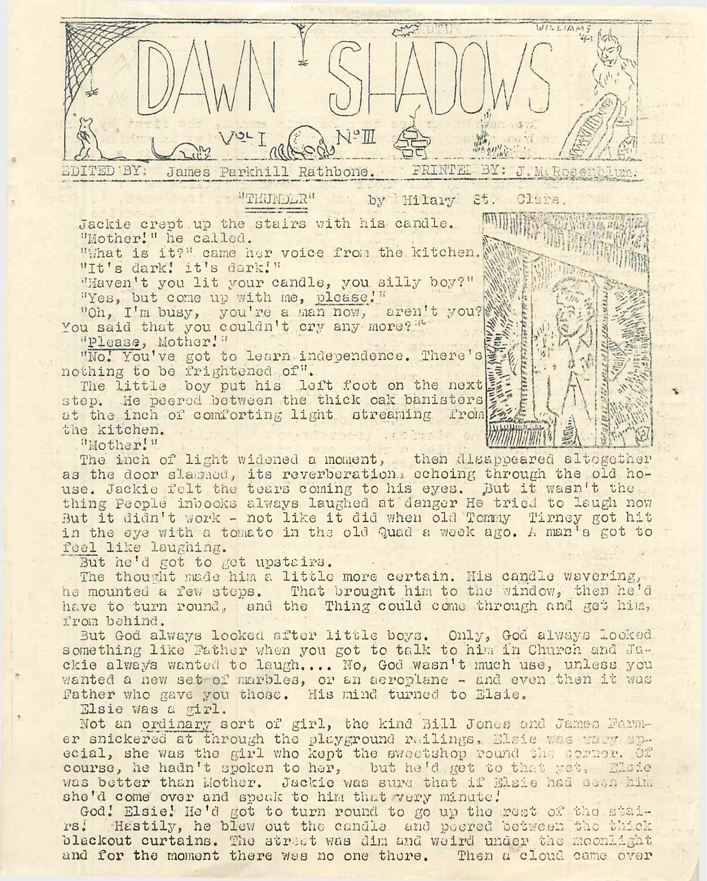# DAWN SHADOWS

Vol I No III

EDITED BY: James Parkhill Rathbone. PRINTED BY: J. M. Rosenblum.

## "THUNDER" by Hilary St. Clare.

Jackie crept up the stairs with his candle.

"Mother!" he called.

"What is it?" came her voice from the kitchen.

"It's dark! it's dark!"

"Haven't you lit your candle, you silly boy?"

"Yes, but come up with me, please!"

"Oh, I'm busy, you're a man now, aren't you? You said that you couldn't cry any more?"

"Please, Mother!"

"No! You've got to learn independence. There's nothing to be frightened of".

The little boy put his left foot on the next step. He peered between the thick oak banisters at the inch of comforting light streaming from the kitchen.

"Mother!"

The inch of light widened a moment, then disappeared altogether as the door slammed, its reverberations echoing through the old house. Jackie felt the tears coming to his eyes. But it wasn't the thing People inbooks always laughed at danger He tried to laugh now But it didn't work - not like it did when old Tommy Tirney got hit in the eye with a tomato in the old Quad a week ago. A man's got to feel like laughing.

But he'd got to get upstairs.

The thought made him a little more certain. His candle wavering, he mounted a few steps. That brought him to the window, then he'd have to turn round, and the Thing could come through and get him, from behind.

But God always looked after little boys. Only, God always looked something like Father when you got to talk to him in Church and Jackie always wanted to laugh.... No, God wasn't much use, unless you wanted a new set of marbles, or an aeroplane - and even then it was Father who gave you those. His mind turned to Elsie.

Elsie was a girl.

Not an ordinary sort of girl, the kind Bill Jones and James Farmer snickered at through the playground railings. Elsie was very special, she was the girl who kept the sweetshop round the corner. Of course, he hadn't spoken to her, but he'd get to that yet. Elsie was better than Mother. Jackie was sure that if Elsie had seen him she'd come over and speak to him that very minute!

God! Elsie! He'd got to turn round to go up the rest of the stairs! Hastily, he blew out the candle and peered between the thick blackout curtains. The street was dim and weird under the moonlight and for the moment there was no one there. Then a cloud came over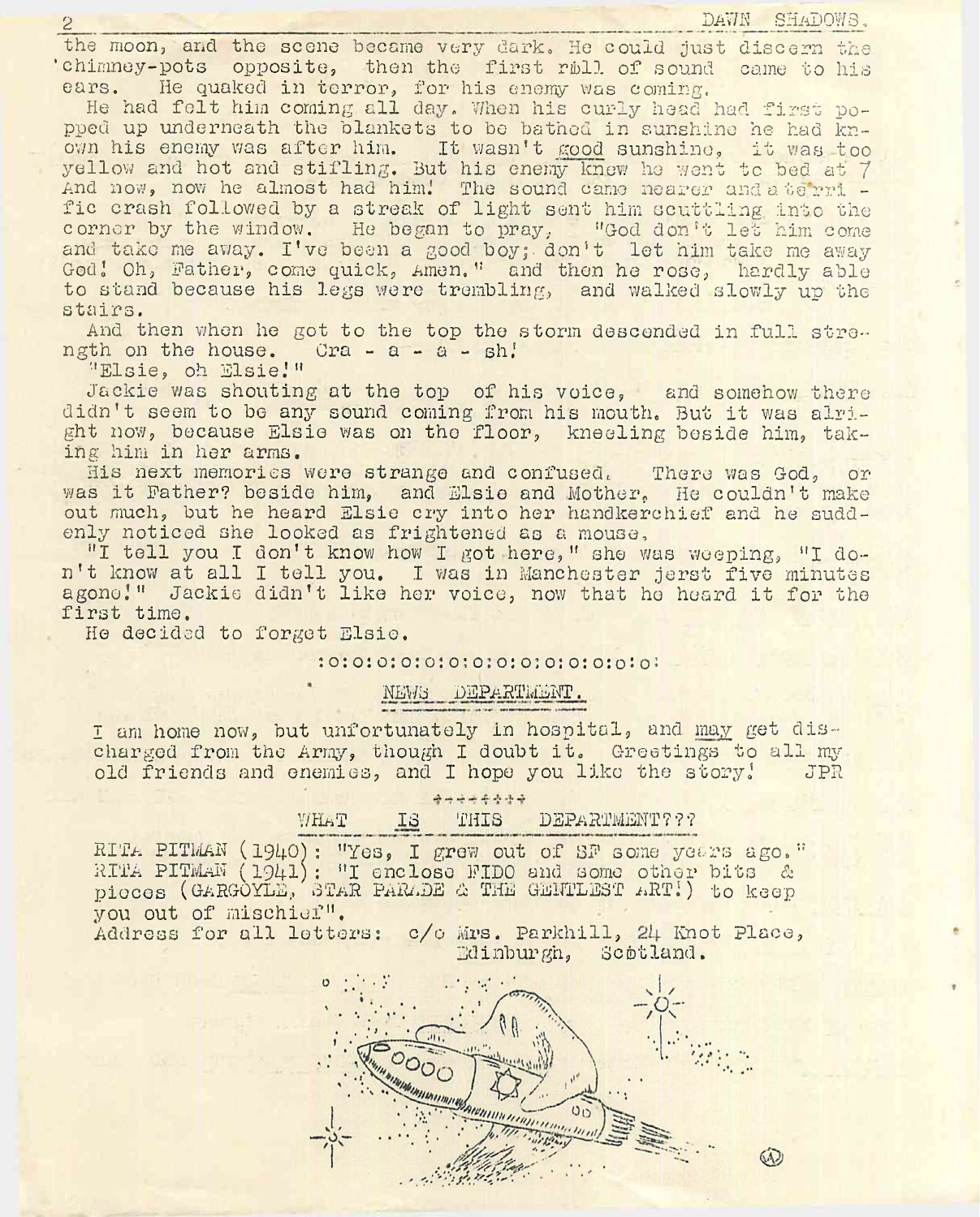the moon, and the scene became very dark. He could just discern the chimney-pots opposite, then the first roll of sound came to his ears. He quaked in terror, for his enemy was coming.

He had felt him coming all day. When his curly head had first popped up underneath the blankets to be bathed in sunshine he had known his enemy was after him. It wasn't _good_ sunshine, it was too yellow and hot and stifling. But his enemy knew he went to bed at 7 And now, now he almost had him! The sound came nearer and a terrific crash followed by a streak of light sent him scuttling into the corner by the window. He began to pray, "God don't let him come and take me away. I've been a good boy; don't let him take me away God! Oh, Father, come quick, Amen." and then he rose, hardly able to stand because his legs were trembling, and walked slowly up the stairs.

And then when he got to the top the storm descended in full strength on the house. Cra - a - a - sh!

"Elsie, oh Elsie!"

Jackie was shouting at the top of his voice, and somehow there didn't seem to be any sound coming from his mouth. But it was alright now, because Elsie was on the floor, kneeling beside him, taking him in her arms.

His next memories were strange and confused. There was God, or was it Father? beside him, and Elsie and Mother. He couldn't make out much, but he heard Elsie cry into her handkerchief and he suddenly noticed she looked as frightened as a mouse.

"I tell you I don't know how I got here," she was weeping, "I don't know at all I tell you. I was in Manchester jerst five minutes agone!" Jackie didn't like her voice, now that he heard it for the first time.

He decided to forget Elsie.

:o:o:o:o:o:o:o:o:o:o:o:o:o:o:o:

## NEWS DEPARTMENT.

I am home now, but unfortunately in hospital, and _may_ get discharged from the Army, though I doubt it. Greetings to all my old friends and enemies, and I hope you like the story! JPR

+-+-+-+-+

## WHAT IS THIS DEPARTMENT???

RITA PITMAN (1940): "Yes, I grew out of SF some years ago."
RITA PITMAN (1941): "I enclose FIDO and some other bits & pieces (GARGOYLE, STAR PARADE & THE GENTLEST ART!) to keep you out of mischief".

Address for all letters: c/o Mrs. Parkhill, 24 Knot Place, Edinburgh, Scotland.